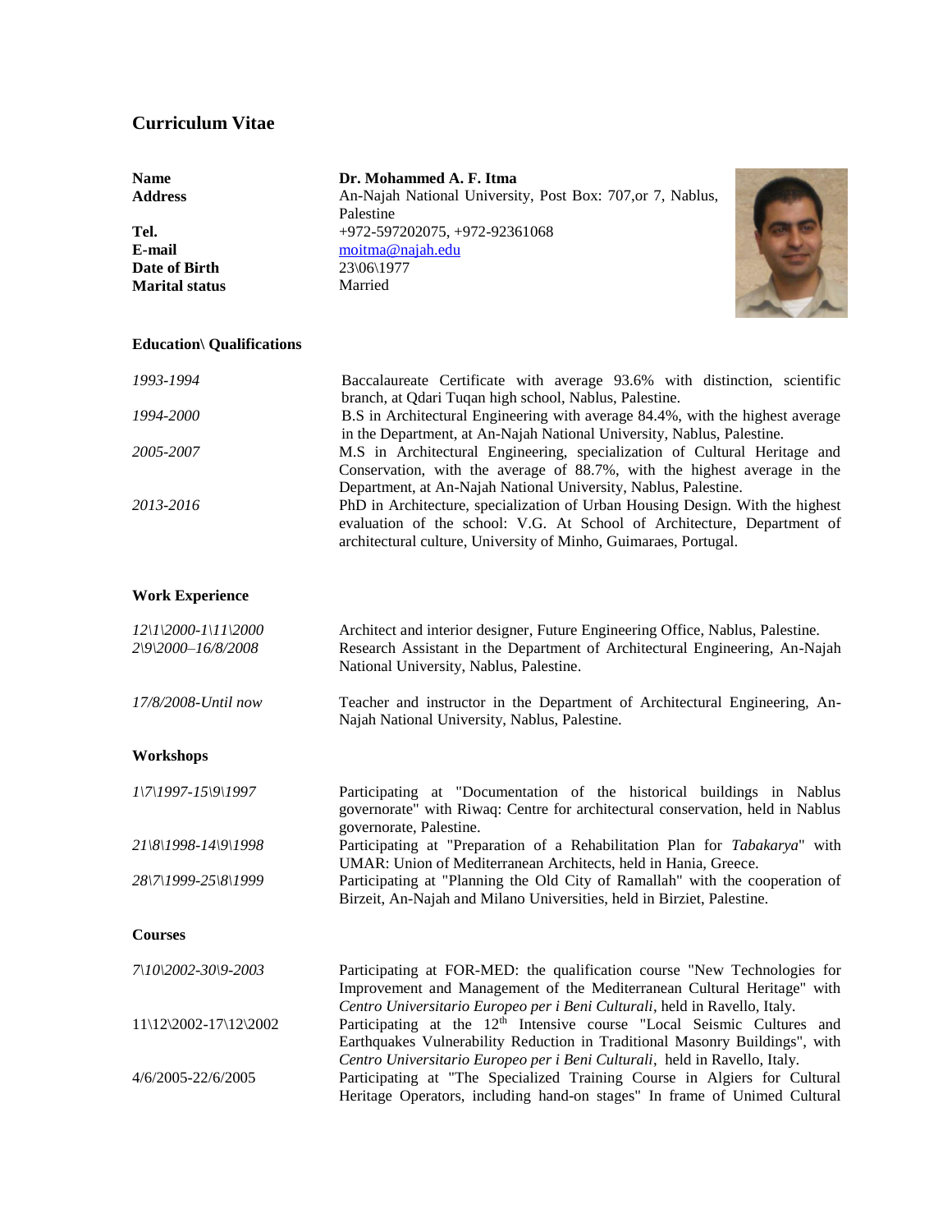# Curriculum Vitae

| | |
|---|---|
| **Name** | **Dr. Mohammed A. F. Itma** |
| **Address** | An-Najah National University, Post Box: 707,or 7, Nablus, Palestine |
| **Tel.** | +972-597202075, +972-92361068 |
| **E-mail** | moitma@najah.edu |
| **Date of Birth** | 23\06\1977 |
| **Marital status** | Married |

### Education\ Qualifications

| | |
|---|---|
| *1993-1994* | Baccalaureate Certificate with average 93.6% with distinction, scientific branch, at Qdari Tuqan high school, Nablus, Palestine. |
| *1994-2000* | B.S in Architectural Engineering with average 84.4%, with the highest average in the Department, at An-Najah National University, Nablus, Palestine. |
| *2005-2007* | M.S in Architectural Engineering, specialization of Cultural Heritage and Conservation, with the average of 88.7%, with the highest average in the Department, at An-Najah National University, Nablus, Palestine. |
| *2013-2016* | PhD in Architecture, specialization of Urban Housing Design. With the highest evaluation of the school: V.G. At School of Architecture, Department of architectural culture, University of Minho, Guimaraes, Portugal. |

### Work Experience

| | |
|---|---|
| *12\1\2000-1\11\2000* | Architect and interior designer, Future Engineering Office, Nablus, Palestine. |
| *2\9\2000–16/8/2008* | Research Assistant in the Department of Architectural Engineering, An-Najah National University, Nablus, Palestine. |
| *17/8/2008-Until now* | Teacher and instructor in the Department of Architectural Engineering, An-Najah National University, Nablus, Palestine. |

### Workshops

| | |
|---|---|
| *1\7\1997-15\9\1997* | Participating at "Documentation of the historical buildings in Nablus governorate" with Riwaq: Centre for architectural conservation, held in Nablus governorate, Palestine. |
| *21\8\1998-14\9\1998* | Participating at "Preparation of a Rehabilitation Plan for *Tabakarya*" with UMAR: Union of Mediterranean Architects, held in Hania, Greece. |
| *28\7\1999-25\8\1999* | Participating at "Planning the Old City of Ramallah" with the cooperation of Birzeit, An-Najah and Milano Universities, held in Birziet, Palestine. |

### Courses

| | |
|---|---|
| *7\10\2002-30\9-2003* | Participating at FOR-MED: the qualification course "New Technologies for Improvement and Management of the Mediterranean Cultural Heritage" with *Centro Universitario Europeo per i Beni Culturali*, held in Ravello, Italy. |
| 11\12\2002-17\12\2002 | Participating at the 12th Intensive course "Local Seismic Cultures and Earthquakes Vulnerability Reduction in Traditional Masonry Buildings", with *Centro Universitario Europeo per i Beni Culturali*, held in Ravello, Italy. |
| 4/6/2005-22/6/2005 | Participating at "The Specialized Training Course in Algiers for Cultural Heritage Operators, including hand-on stages" In frame of Unimed Cultural |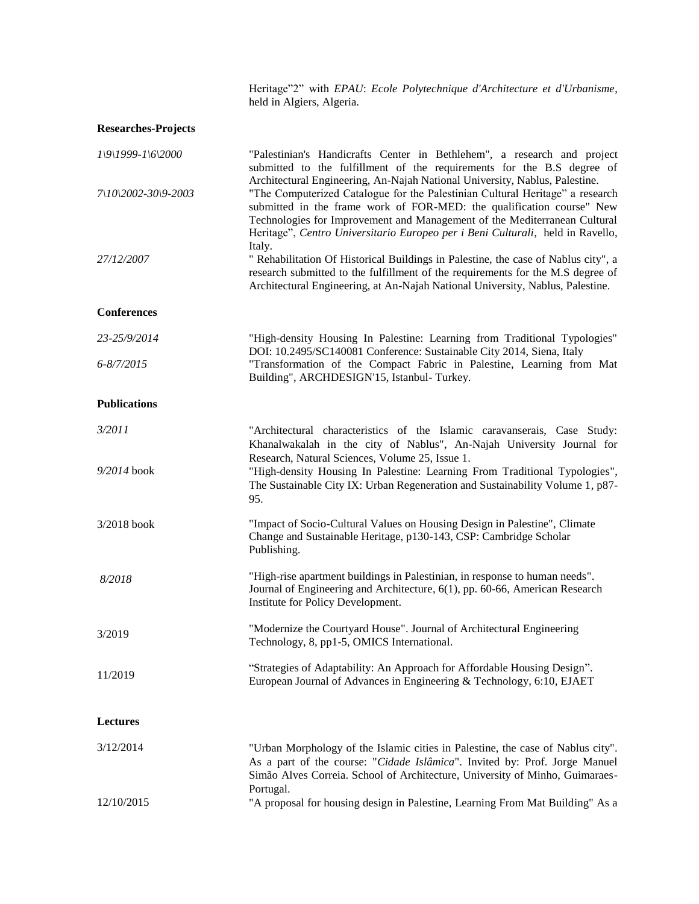Heritage"2" with *EPAU*: *Ecole Polytechnique d'Architecture et d'Urbanisme*, held in Algiers, Algeria.

**Researches-Projects**

| | |
|---|---|
| *1\9\1999-1\6\2000* | "Palestinian's Handicrafts Center in Bethlehem", a research and project submitted to the fulfillment of the requirements for the B.S degree of Architectural Engineering, An-Najah National University, Nablus, Palestine. |
| *7\10\2002-30\9-2003* | "The Computerized Catalogue for the Palestinian Cultural Heritage" a research submitted in the frame work of FOR-MED: the qualification course" New Technologies for Improvement and Management of the Mediterranean Cultural Heritage", *Centro Universitario Europeo per i Beni Culturali*, held in Ravello, Italy. |
| *27/12/2007* | " Rehabilitation Of Historical Buildings in Palestine, the case of Nablus city", a research submitted to the fulfillment of the requirements for the M.S degree of Architectural Engineering, at An-Najah National University, Nablus, Palestine. |

**Conferences**

| | |
|---|---|
| *23-25/9/2014* | "High-density Housing In Palestine: Learning from Traditional Typologies" DOI: 10.2495/SC140081 Conference: Sustainable City 2014, Siena, Italy |
| *6-8/7/2015* | "Transformation of the Compact Fabric in Palestine, Learning from Mat Building", ARCHDESIGN'15, Istanbul- Turkey. |

**Publications**

| | |
|---|---|
| *3/2011* | "Architectural characteristics of the Islamic caravanserais, Case Study: Khanalwakalah in the city of Nablus", An-Najah University Journal for Research, Natural Sciences, Volume 25, Issue 1. |
| *9/2014* book | "High-density Housing In Palestine: Learning From Traditional Typologies", The Sustainable City IX: Urban Regeneration and Sustainability Volume 1, p87-95. |
| 3/2018 book | "Impact of Socio-Cultural Values on Housing Design in Palestine", Climate Change and Sustainable Heritage, p130-143, CSP: Cambridge Scholar Publishing. |
| *8/2018* | "High-rise apartment buildings in Palestinian, in response to human needs". Journal of Engineering and Architecture, 6(1), pp. 60-66, American Research Institute for Policy Development. |
| 3/2019 | "Modernize the Courtyard House". Journal of Architectural Engineering Technology, 8, pp1-5, OMICS International. |
| 11/2019 | "Strategies of Adaptability: An Approach for Affordable Housing Design". European Journal of Advances in Engineering & Technology, 6:10, EJAET |

**Lectures**

| | |
|---|---|
| 3/12/2014 | "Urban Morphology of the Islamic cities in Palestine, the case of Nablus city". As a part of the course: "*Cidade Islâmica*". Invited by: Prof. Jorge Manuel Simão Alves Correia. School of Architecture, University of Minho, Guimaraes-Portugal. |
| 12/10/2015 | "A proposal for housing design in Palestine, Learning From Mat Building" As a |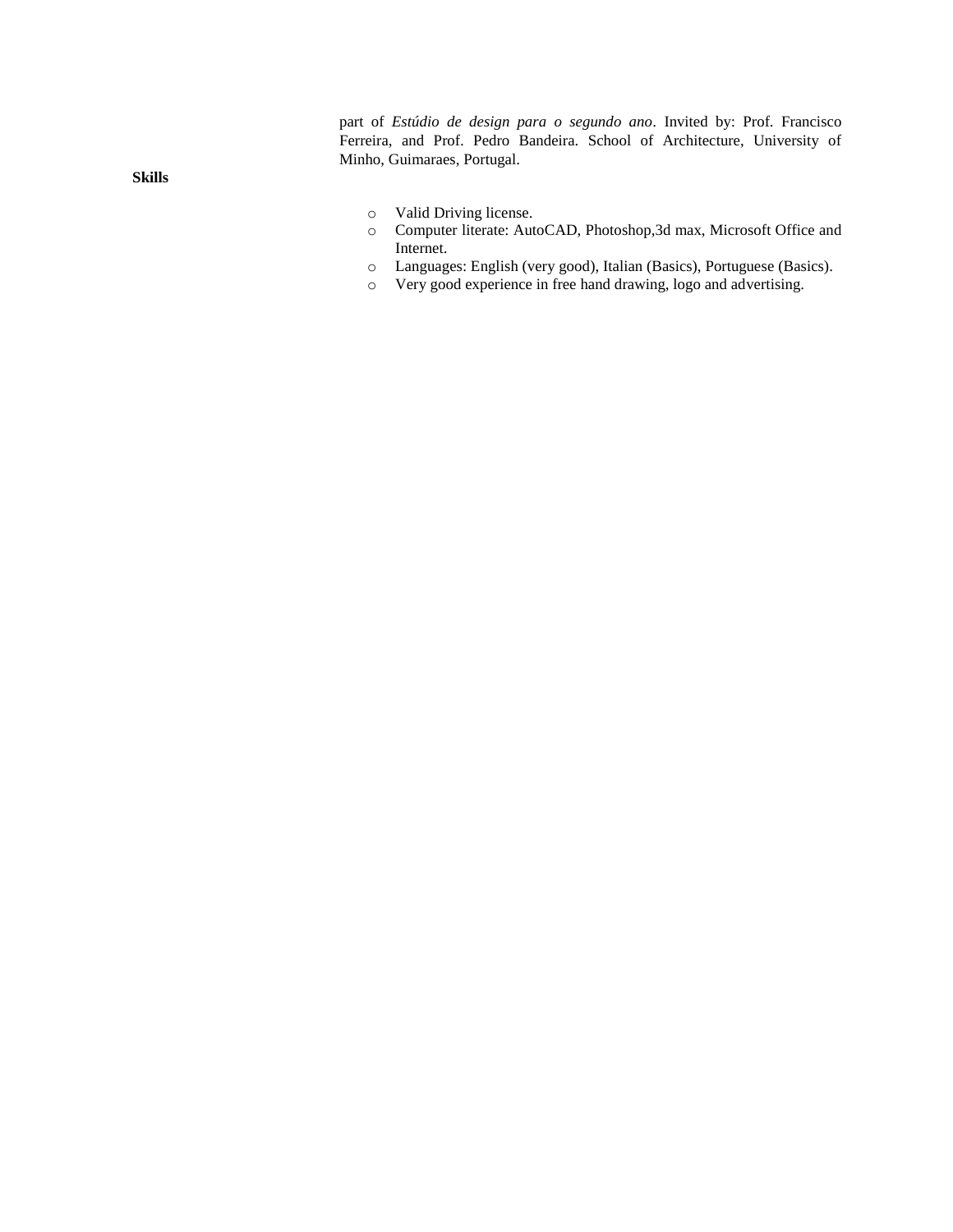part of *Estúdio de design para o segundo ano*. Invited by: Prof. Francisco Ferreira, and Prof. Pedro Bandeira. School of Architecture, University of Minho, Guimaraes, Portugal.

**Skills**

- Valid Driving license.
- Computer literate: AutoCAD, Photoshop,3d max, Microsoft Office and Internet.
- Languages: English (very good), Italian (Basics), Portuguese (Basics).
- Very good experience in free hand drawing, logo and advertising.